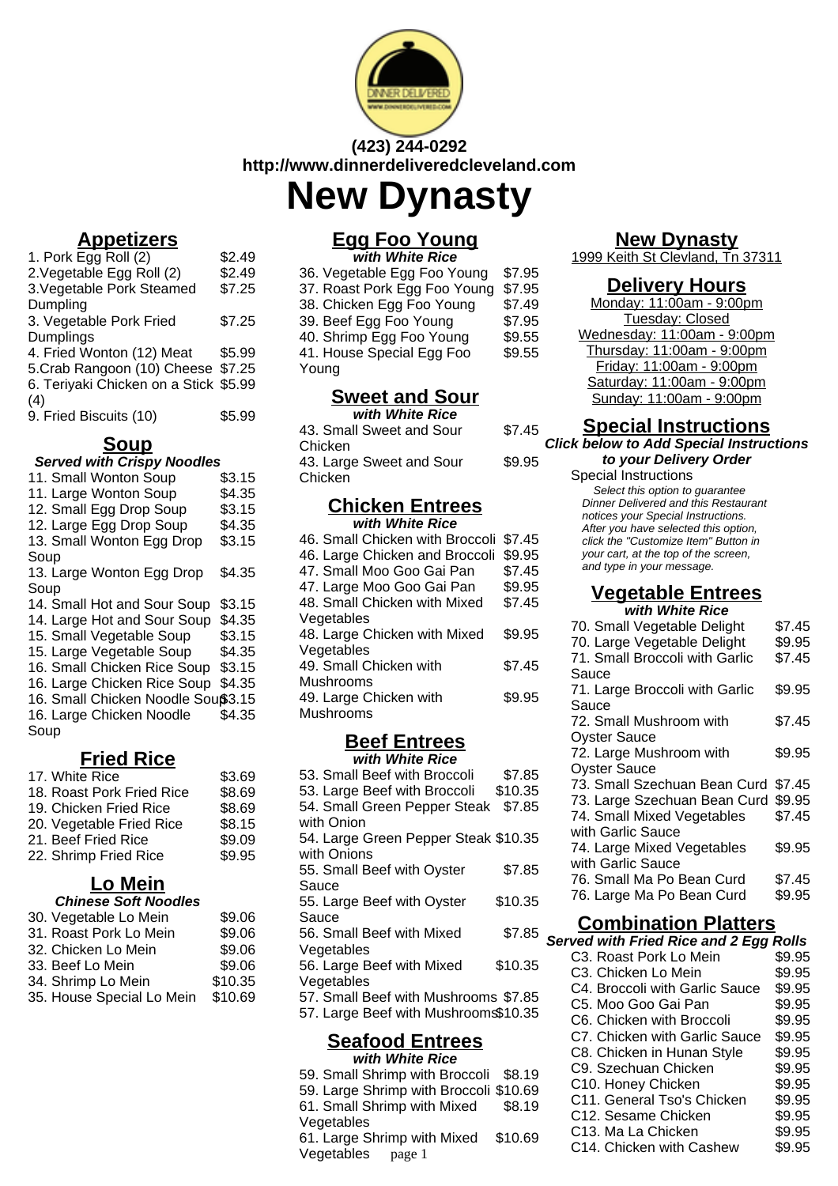(423) 244-0292
http://www.dinnerdeliveredcleveland.com

# New Dynasty

## Appetizers

| Item | Price |
|---|---|
| 1. Pork Egg Roll (2) | $2.49 |
| 2.Vegetable Egg Roll (2) | $2.49 |
| 3.Vegetable Pork Steamed Dumpling | $7.25 |
| 3. Vegetable Pork Fried Dumplings | $7.25 |
| 4. Fried Wonton (12) Meat | $5.99 |
| 5.Crab Rangoon (10) Cheese | $7.25 |
| 6. Teriyaki Chicken on a Stick (4) | $5.99 |
| 9. Fried Biscuits (10) | $5.99 |

## Soup

***Served with Crispy Noodles***

| Item | Price |
|---|---|
| 11. Small Wonton Soup | $3.15 |
| 11. Large Wonton Soup | $4.35 |
| 12. Small Egg Drop Soup | $3.15 |
| 12. Large Egg Drop Soup | $4.35 |
| 13. Small Wonton Egg Drop Soup | $3.15 |
| 13. Large Wonton Egg Drop Soup | $4.35 |
| 14. Small Hot and Sour Soup | $3.15 |
| 14. Large Hot and Sour Soup | $4.35 |
| 15. Small Vegetable Soup | $3.15 |
| 15. Large Vegetable Soup | $4.35 |
| 16. Small Chicken Rice Soup | $3.15 |
| 16. Large Chicken Rice Soup | $4.35 |
| 16. Small Chicken Noodle Soup | $3.15 |
| 16. Large Chicken Noodle Soup | $4.35 |

## Fried Rice

| Item | Price |
|---|---|
| 17. White Rice | $3.69 |
| 18. Roast Pork Fried Rice | $8.69 |
| 19. Chicken Fried Rice | $8.69 |
| 20. Vegetable Fried Rice | $8.15 |
| 21. Beef Fried Rice | $9.09 |
| 22. Shrimp Fried Rice | $9.95 |

## Lo Mein

***Chinese Soft Noodles***

| Item | Price |
|---|---|
| 30. Vegetable Lo Mein | $9.06 |
| 31. Roast Pork Lo Mein | $9.06 |
| 32. Chicken Lo Mein | $9.06 |
| 33. Beef Lo Mein | $9.06 |
| 34. Shrimp Lo Mein | $10.35 |
| 35. House Special Lo Mein | $10.69 |

## Egg Foo Young

***with White Rice***

| Item | Price |
|---|---|
| 36. Vegetable Egg Foo Young | $7.95 |
| 37. Roast Pork Egg Foo Young | $7.95 |
| 38. Chicken Egg Foo Young | $7.49 |
| 39. Beef Egg Foo Young | $7.95 |
| 40. Shrimp Egg Foo Young | $9.55 |
| 41. House Special Egg Foo Young | $9.55 |

## Sweet and Sour

***with White Rice***

| Item | Price |
|---|---|
| 43. Small Sweet and Sour Chicken | $7.45 |
| 43. Large Sweet and Sour Chicken | $9.95 |

## Chicken Entrees

***with White Rice***

| Item | Price |
|---|---|
| 46. Small Chicken with Broccoli | $7.45 |
| 46. Large Chicken and Broccoli | $9.95 |
| 47. Small Moo Goo Gai Pan | $7.45 |
| 47. Large Moo Goo Gai Pan | $9.95 |
| 48. Small Chicken with Mixed Vegetables | $7.45 |
| 48. Large Chicken with Mixed Vegetables | $9.95 |
| 49. Small Chicken with Mushrooms | $7.45 |
| 49. Large Chicken with Mushrooms | $9.95 |

## Beef Entrees

***with White Rice***

| Item | Price |
|---|---|
| 53. Small Beef with Broccoli | $7.85 |
| 53. Large Beef with Broccoli | $10.35 |
| 54. Small Green Pepper Steak with Onion | $7.85 |
| 54. Large Green Pepper Steak with Onions | $10.35 |
| 55. Small Beef with Oyster Sauce | $7.85 |
| 55. Large Beef with Oyster Sauce | $10.35 |
| 56. Small Beef with Mixed Vegetables | $7.85 |
| 56. Large Beef with Mixed Vegetables | $10.35 |
| 57. Small Beef with Mushrooms | $7.85 |
| 57. Large Beef with Mushrooms | $10.35 |

## Seafood Entrees

***with White Rice***

| Item | Price |
|---|---|
| 59. Small Shrimp with Broccoli | $8.19 |
| 59. Large Shrimp with Broccoli | $10.69 |
| 61. Small Shrimp with Mixed Vegetables | $8.19 |
| 61. Large Shrimp with Mixed Vegetables | $10.69 |

## New Dynasty

1999 Keith St Clevland, Tn 37311

## Delivery Hours

Monday: 11:00am - 9:00pm
Tuesday: Closed
Wednesday: 11:00am - 9:00pm
Thursday: 11:00am - 9:00pm
Friday: 11:00am - 9:00pm
Saturday: 11:00am - 9:00pm
Sunday: 11:00am - 9:00pm

## Special Instructions

***Click below to Add Special Instructions to your Delivery Order***

Special Instructions

*Select this option to guarantee Dinner Delivered and this Restaurant notices your Special Instructions. After you have selected this option, click the "Customize Item" Button in your cart, at the top of the screen, and type in your message.*

## Vegetable Entrees

***with White Rice***

| Item | Price |
|---|---|
| 70. Small Vegetable Delight | $7.45 |
| 70. Large Vegetable Delight | $9.95 |
| 71. Small Broccoli with Garlic Sauce | $7.45 |
| 71. Large Broccoli with Garlic Sauce | $9.95 |
| 72. Small Mushroom with Oyster Sauce | $7.45 |
| 72. Large Mushroom with Oyster Sauce | $9.95 |
| 73. Small Szechuan Bean Curd | $7.45 |
| 73. Large Szechuan Bean Curd | $9.95 |
| 74. Small Mixed Vegetables with Garlic Sauce | $7.45 |
| 74. Large Mixed Vegetables with Garlic Sauce | $9.95 |
| 76. Small Ma Po Bean Curd | $7.45 |
| 76. Large Ma Po Bean Curd | $9.95 |

## Combination Platters

***Served with Fried Rice and 2 Egg Rolls***

| Item | Price |
|---|---|
| C3. Roast Pork Lo Mein | $9.95 |
| C3. Chicken Lo Mein | $9.95 |
| C4. Broccoli with Garlic Sauce | $9.95 |
| C5. Moo Goo Gai Pan | $9.95 |
| C6. Chicken with Broccoli | $9.95 |
| C7. Chicken with Garlic Sauce | $9.95 |
| C8. Chicken in Hunan Style | $9.95 |
| C9. Szechuan Chicken | $9.95 |
| C10. Honey Chicken | $9.95 |
| C11. General Tso's Chicken | $9.95 |
| C12. Sesame Chicken | $9.95 |
| C13. Ma La Chicken | $9.95 |
| C14. Chicken with Cashew | $9.95 |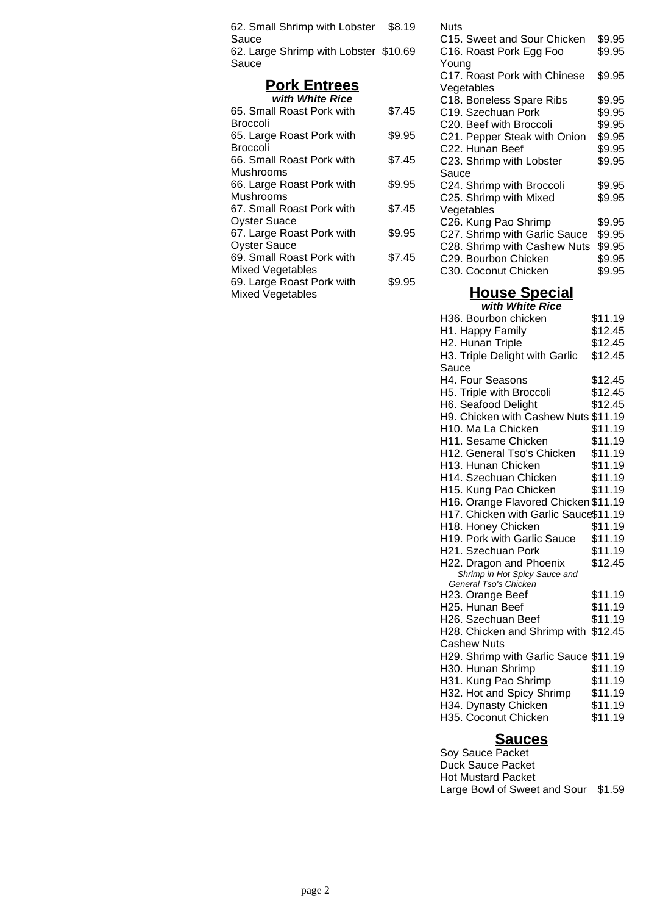| | |
|---|---|
| 62. Small Shrimp with Lobster Sauce | $8.19 |
| 62. Large Shrimp with Lobster Sauce | $10.69 |

## Pork Entrees

***with White Rice***

| | |
|---|---|
| 65. Small Roast Pork with Broccoli | $7.45 |
| 65. Large Roast Pork with Broccoli | $9.95 |
| 66. Small Roast Pork with Mushrooms | $7.45 |
| 66. Large Roast Pork with Mushrooms | $9.95 |
| 67. Small Roast Pork with Oyster Suace | $7.45 |
| 67. Large Roast Pork with Oyster Sauce | $9.95 |
| 69. Small Roast Pork with Mixed Vegetables | $7.45 |
| 69. Large Roast Pork with Mixed Vegetables | $9.95 |

Nuts

| | |
|---|---|
| C15. Sweet and Sour Chicken | $9.95 |
| C16. Roast Pork Egg Foo Young | $9.95 |
| C17. Roast Pork with Chinese Vegetables | $9.95 |
| C18. Boneless Spare Ribs | $9.95 |
| C19. Szechuan Pork | $9.95 |
| C20. Beef with Broccoli | $9.95 |
| C21. Pepper Steak with Onion | $9.95 |
| C22. Hunan Beef | $9.95 |
| C23. Shrimp with Lobster Sauce | $9.95 |
| C24. Shrimp with Broccoli | $9.95 |
| C25. Shrimp with Mixed Vegetables | $9.95 |
| C26. Kung Pao Shrimp | $9.95 |
| C27. Shrimp with Garlic Sauce | $9.95 |
| C28. Shrimp with Cashew Nuts | $9.95 |
| C29. Bourbon Chicken | $9.95 |
| C30. Coconut Chicken | $9.95 |

## House Special

***with White Rice***

| | |
|---|---|
| H36. Bourbon chicken | $11.19 |
| H1. Happy Family | $12.45 |
| H2. Hunan Triple | $12.45 |
| H3. Triple Delight with Garlic Sauce | $12.45 |
| H4. Four Seasons | $12.45 |
| H5. Triple with Broccoli | $12.45 |
| H6. Seafood Delight | $12.45 |
| H9. Chicken with Cashew Nuts | $11.19 |
| H10. Ma La Chicken | $11.19 |
| H11. Sesame Chicken | $11.19 |
| H12. General Tso's Chicken | $11.19 |
| H13. Hunan Chicken | $11.19 |
| H14. Szechuan Chicken | $11.19 |
| H15. Kung Pao Chicken | $11.19 |
| H16. Orange Flavored Chicken | $11.19 |
| H17. Chicken with Garlic Sauce | $11.19 |
| H18. Honey Chicken | $11.19 |
| H19. Pork with Garlic Sauce | $11.19 |
| H21. Szechuan Pork | $11.19 |
| H22. Dragon and Phoenix *Shrimp in Hot Spicy Sauce and General Tso's Chicken* | $12.45 |
| H23. Orange Beef | $11.19 |
| H25. Hunan Beef | $11.19 |
| H26. Szechuan Beef | $11.19 |
| H28. Chicken and Shrimp with Cashew Nuts | $12.45 |
| H29. Shrimp with Garlic Sauce | $11.19 |
| H30. Hunan Shrimp | $11.19 |
| H31. Kung Pao Shrimp | $11.19 |
| H32. Hot and Spicy Shrimp | $11.19 |
| H34. Dynasty Chicken | $11.19 |
| H35. Coconut Chicken | $11.19 |

## Sauces

| | |
|---|---|
| Soy Sauce Packet | |
| Duck Sauce Packet | |
| Hot Mustard Packet | |
| Large Bowl of Sweet and Sour | $1.59 |